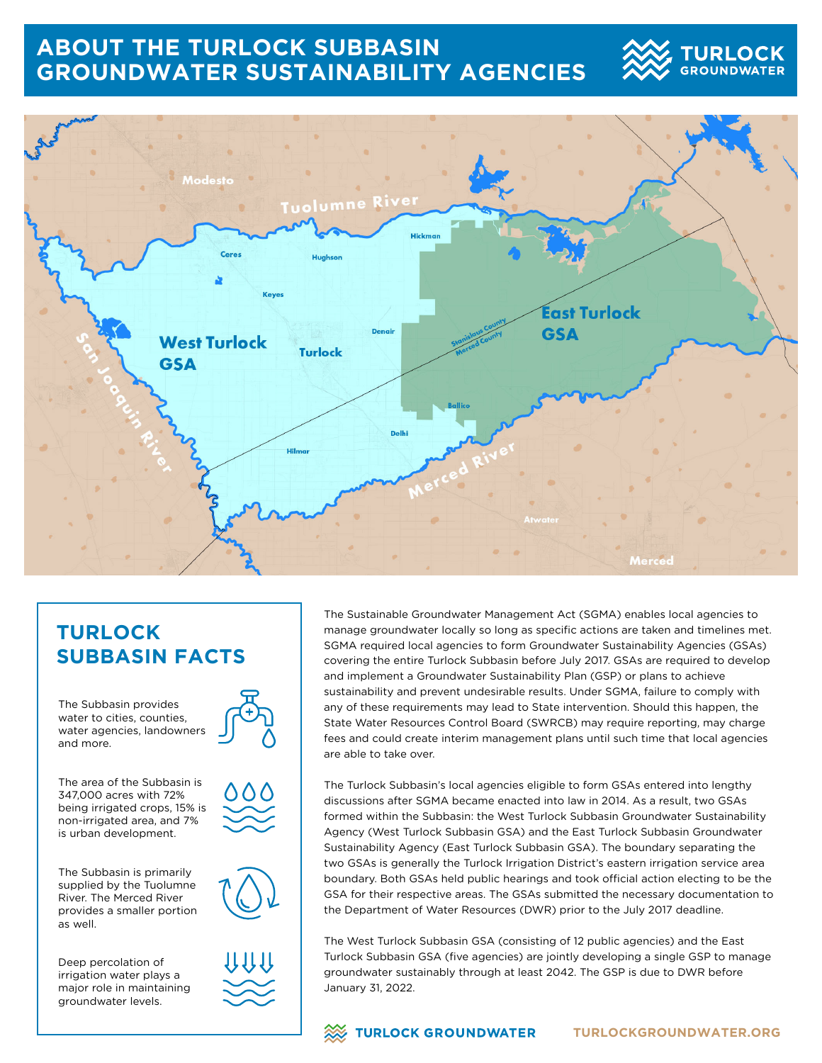# ABOUT THE TURLOCK SUBBASIN GROUNDWATER SUSTAINABILITY AGENCIES

## TURLOCK SUBBASIN FACTS

The Subbasin provides water to cities, counties, water agencies, landowners and more.

The area of the Subbasin is 347,000 acres with 72% being irrigated crops, 15% is non-irrigated area, and 7% is urban development.

The Subbasin is primarily supplied by the Tuolumne River. The Merced River provides a smaller portion as well.

Deep percolation of irrigation water plays a major role in maintaining groundwater levels.

The Sustainable Groundwater Management Act (SGMA) enables local agencies to manage groundwater locally so long as specific actions are taken and timelines met. SGMA required local agencies to form Groundwater Sustainability Agencies (GSAs) covering the entire Turlock Subbasin before July 2017. GSAs are required to develop and implement a Groundwater Sustainability Plan (GSP) or plans to achieve sustainability and prevent undesirable results. Under SGMA, failure to comply with any of these requirements may lead to State intervention. Should this happen, the State Water Resources Control Board (SWRCB) may require reporting, may charge fees and could create interim management plans until such time that local agencies are able to take over.

The Turlock Subbasin's local agencies eligible to form GSAs entered into lengthy discussions after SGMA became enacted into law in 2014. As a result, two GSAs formed within the Subbasin: the West Turlock Subbasin Groundwater Sustainability Agency (West Turlock Subbasin GSA) and the East Turlock Subbasin Groundwater Sustainability Agency (East Turlock Subbasin GSA). The boundary separating the two GSAs is generally the Turlock Irrigation District's eastern irrigation service area boundary. Both GSAs held public hearings and took official action electing to be the GSA for their respective areas. The GSAs submitted the necessary documentation to the Department of Water Resources (DWR) prior to the July 2017 deadline.

The West Turlock Subbasin GSA (consisting of 12 public agencies) and the East Turlock Subbasin GSA (five agencies) are jointly developing a single GSP to manage groundwater sustainably through at least 2042. The GSP is due to DWR before January 31, 2022.

TURLOCK GROUNDWATER TURLOCKGROUNDWATER.ORG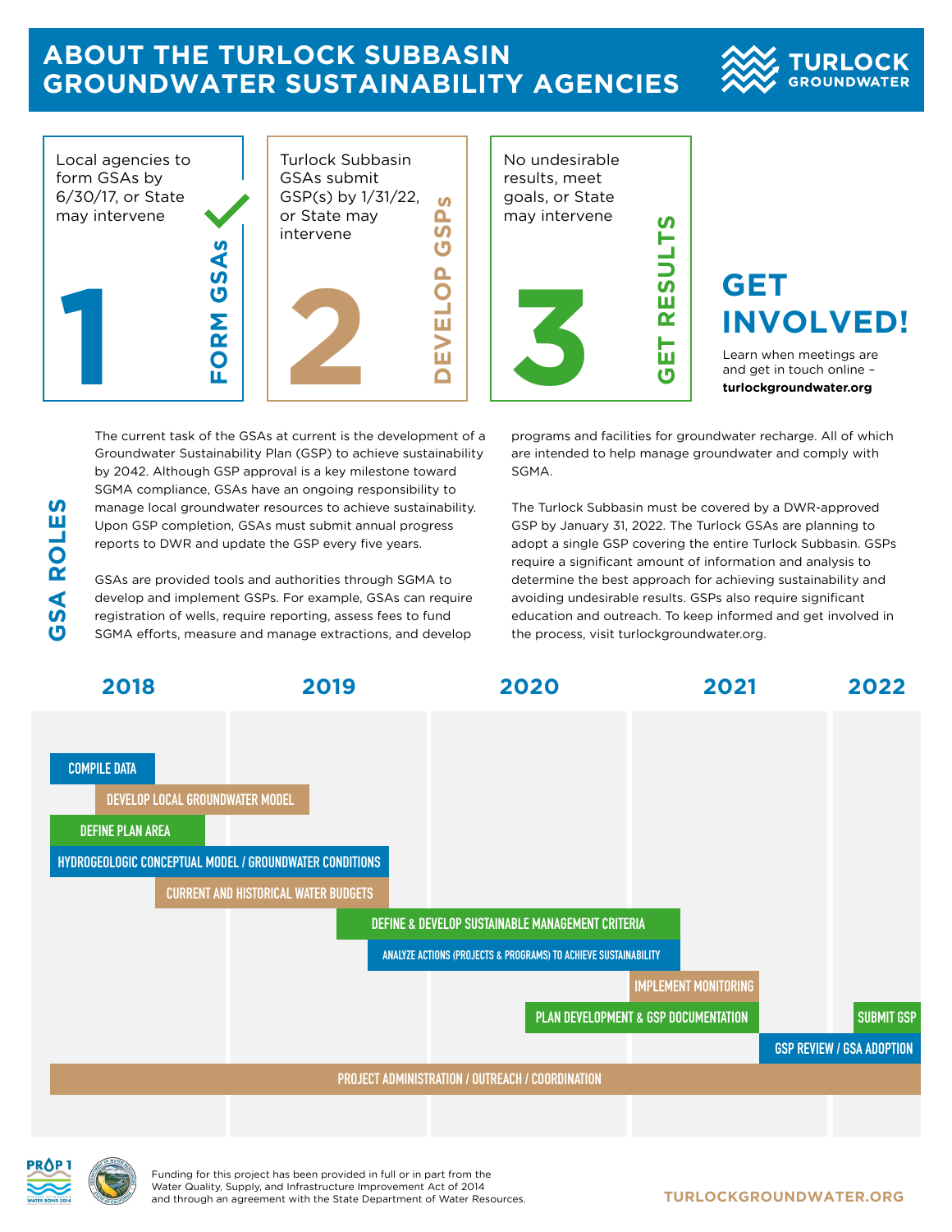# ABOUT THE TURLOCK SUBBASIN GROUNDWATER SUSTAINABILITY AGENCIES

TURLOCK GROUNDWATER

**1 — FORM GSAs**

Local agencies to form GSAs by 6/30/17, or State may intervene

**2 — DEVELOP GSPs**

Turlock Subbasin GSAs submit GSP(s) by 1/31/22, or State may intervene

**3 — GET RESULTS**

No undesirable results, meet goals, or State may intervene

## GET INVOLVED!

Learn when meetings are and get in touch online – **turlockgroundwater.org**

## GSA ROLES

The current task of the GSAs at current is the development of a Groundwater Sustainability Plan (GSP) to achieve sustainability by 2042. Although GSP approval is a key milestone toward SGMA compliance, GSAs have an ongoing responsibility to manage local groundwater resources to achieve sustainability. Upon GSP completion, GSAs must submit annual progress reports to DWR and update the GSP every five years.

GSAs are provided tools and authorities through SGMA to develop and implement GSPs. For example, GSAs can require registration of wells, require reporting, assess fees to fund SGMA efforts, measure and manage extractions, and develop programs and facilities for groundwater recharge. All of which are intended to help manage groundwater and comply with SGMA.

The Turlock Subbasin must be covered by a DWR-approved GSP by January 31, 2022. The Turlock GSAs are planning to adopt a single GSP covering the entire Turlock Subbasin. GSPs require a significant amount of information and analysis to determine the best approach for achieving sustainability and avoiding undesirable results. GSPs also require significant education and outreach. To keep informed and get involved in the process, visit turlockgroundwater.org.

2018
2019
2020
2021
2022

COMPILE DATA
DEVELOP LOCAL GROUNDWATER MODEL
DEFINE PLAN AREA
HYDROGEOLOGIC CONCEPTUAL MODEL / GROUNDWATER CONDITIONS
CURRENT AND HISTORICAL WATER BUDGETS
DEFINE & DEVELOP SUSTAINABLE MANAGEMENT CRITERIA
ANALYZE ACTIONS (PROJECTS & PROGRAMS) TO ACHIEVE SUSTAINABILITY
IMPLEMENT MONITORING
PLAN DEVELOPMENT & GSP DOCUMENTATION
SUBMIT GSP
GSP REVIEW / GSA ADOPTION
PROJECT ADMINISTRATION / OUTREACH / COORDINATION

Funding for this project has been provided in full or in part from the Water Quality, Supply, and Infrastructure Improvement Act of 2014 and through an agreement with the State Department of Water Resources.

TURLOCKGROUNDWATER.ORG